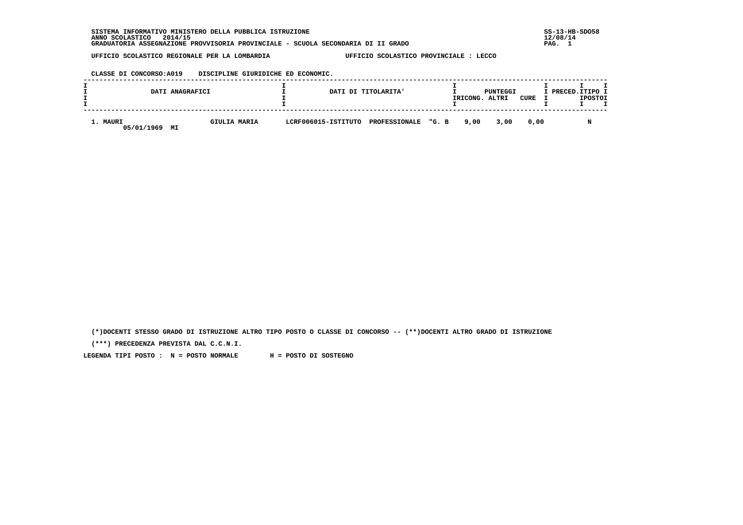SISTEMA INFORMATIVO MINISTERO DELLA PUBBLICA ISTRUZIONE
ANNO SCOLASTICO 2014/15
GRADUATORIA ASSEGNAZIONE PROVVISORIA PROVINCIALE - SCUOLA SECONDARIA DI II GRADO

SS-13-HB-SDO58
12/08/14

UFFICIO SCOLASTICO REGIONALE PER LA LOMBARDIA — UFFICIO SCOLASTICO PROVINCIALE : LECCO

CLASSE DI CONCORSO:A019 DISCIPLINE GIURIDICHE ED ECONOMIC.

| DATI ANAGRAFICI | | DATI DI TITOLARITA' | PUNTEGGI RICONG. | PUNTEGGI ALTRI | PUNTEGGI CURE | PRECED. | TIPO POSTO |
|---|---|---|---|---|---|---|---|
| 1. MAURI 05/01/1969 MI | GIULIA MARIA | LCRF006015-ISTITUTO PROFESSIONALE "G. B | 9,00 | 3,00 | 0,00 | | N |

(*)DOCENTI STESSO GRADO DI ISTRUZIONE ALTRO TIPO POSTO O CLASSE DI CONCORSO -- (**)DOCENTI ALTRO GRADO DI ISTRUZIONE

(***) PRECEDENZA PREVISTA DAL C.C.N.I.

LEGENDA TIPI POSTO : N = POSTO NORMALE H = POSTO DI SOSTEGNO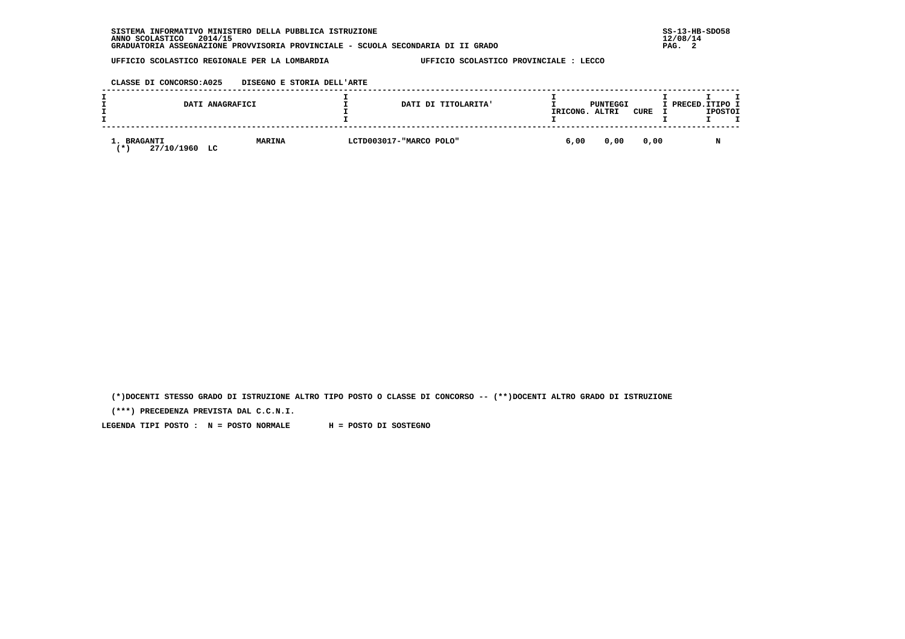SISTEMA INFORMATIVO MINISTERO DELLA PUBBLICA ISTRUZIONE
ANNO SCOLASTICO 2014/15
GRADUATORIA ASSEGNAZIONE PROVVISORIA PROVINCIALE - SCUOLA SECONDARIA DI II GRADO

SS-13-HB-SDO58
12/08/14

UFFICIO SCOLASTICO REGIONALE PER LA LOMBARDIA        UFFICIO SCOLASTICO PROVINCIALE : LECCO

CLASSE DI CONCORSO:A025    DISEGNO E STORIA DELL'ARTE

| DATI ANAGRAFICI | | DATI DI TITOLARITA' | PUNTEGGI RICONG. | ALTRI | CURE | PRECED. | TIPO POSTO |
|---|---|---|---|---|---|---|---|
| 1. BRAGANTI<br>(*) 27/10/1960 LC | MARINA | LCTD003017-"MARCO POLO" | 6,00 | 0,00 | 0,00 | | N |

(*)DOCENTI STESSO GRADO DI ISTRUZIONE ALTRO TIPO POSTO O CLASSE DI CONCORSO -- (**)DOCENTI ALTRO GRADO DI ISTRUZIONE

(***) PRECEDENZA PREVISTA DAL C.C.N.I.

LEGENDA TIPI POSTO : N = POSTO NORMALE H = POSTO DI SOSTEGNO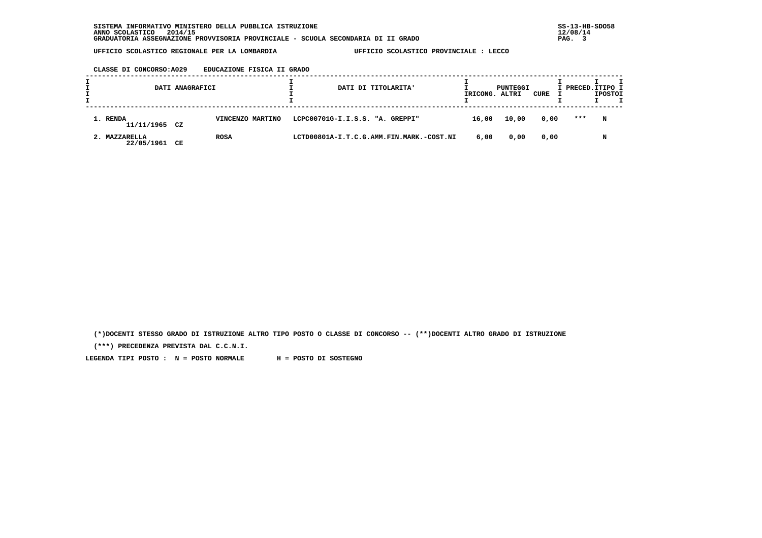SISTEMA INFORMATIVO MINISTERO DELLA PUBBLICA ISTRUZIONE
ANNO SCOLASTICO 2014/15
GRADUATORIA ASSEGNAZIONE PROVVISORIA PROVINCIALE - SCUOLA SECONDARIA DI II GRADO

SS-13-HB-SDO58
12/08/14

UFFICIO SCOLASTICO REGIONALE PER LA LOMBARDIA — UFFICIO SCOLASTICO PROVINCIALE : LECCO

CLASSE DI CONCORSO:A029 EDUCAZIONE FISICA II GRADO

| DATI ANAGRAFICI | | DATI DI TITOLARITA' | PUNTEGGI RICONG. | PUNTEGGI ALTRI | PUNTEGGI CURE | PRECED. | TIPO POSTO |
|---|---|---|---|---|---|---|---|
| 1. RENDA 11/11/1965 CZ | VINCENZO MARTINO | LCPC00701G-I.I.S.S. "A. GREPPI" | 16,00 | 10,00 | 0,00 | *** | N |
| 2. MAZZARELLA 22/05/1961 CE | ROSA | LCTD00801A-I.T.C.G.AMM.FIN.MARK.-COST.NI | 6,00 | 0,00 | 0,00 | | N |

(*)DOCENTI STESSO GRADO DI ISTRUZIONE ALTRO TIPO POSTO O CLASSE DI CONCORSO -- (**)DOCENTI ALTRO GRADO DI ISTRUZIONE

(***) PRECEDENZA PREVISTA DAL C.C.N.I.

LEGENDA TIPI POSTO : N = POSTO NORMALE H = POSTO DI SOSTEGNO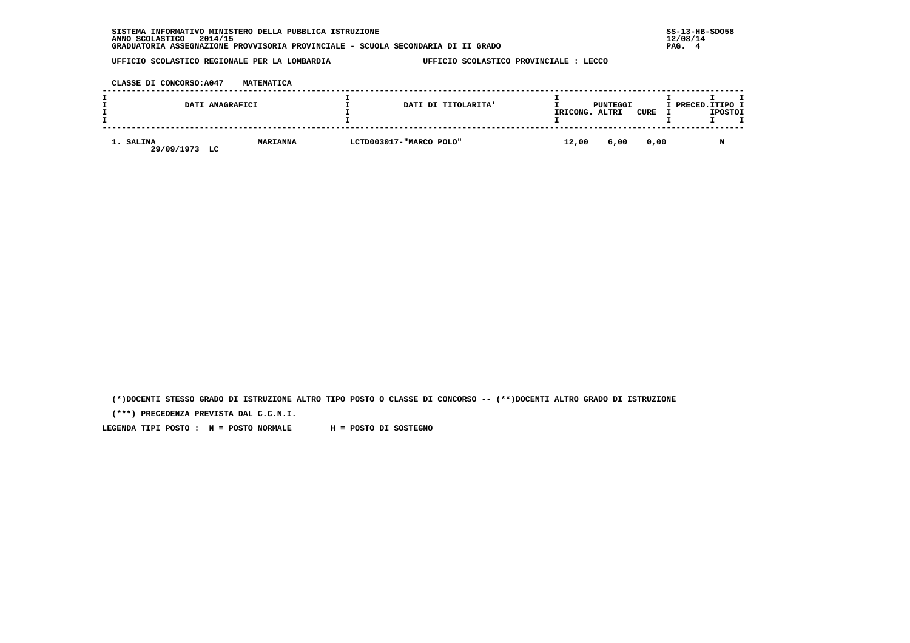SISTEMA INFORMATIVO MINISTERO DELLA PUBBLICA ISTRUZIONE
ANNO SCOLASTICO 2014/15
GRADUATORIA ASSEGNAZIONE PROVVISORIA PROVINCIALE - SCUOLA SECONDARIA DI II GRADO

UFFICIO SCOLASTICO REGIONALE PER LA LOMBARDIA — UFFICIO SCOLASTICO PROVINCIALE : LECCO

CLASSE DI CONCORSO:A047 MATEMATICA

| DATI ANAGRAFICI | | DATI DI TITOLARITA' | PUNTEGGI RICONG. | ALTRI | CURE | PRECED. | TIPO POSTO |
|---|---|---|---|---|---|---|---|
| 1. SALINA<br>29/09/1973 LC | MARIANNA | LCTD003017-"MARCO POLO" | 12,00 | 6,00 | 0,00 | | N |

(*)DOCENTI STESSO GRADO DI ISTRUZIONE ALTRO TIPO POSTO O CLASSE DI CONCORSO -- (**)DOCENTI ALTRO GRADO DI ISTRUZIONE

(***) PRECEDENZA PREVISTA DAL C.C.N.I.

LEGENDA TIPI POSTO : N = POSTO NORMALE H = POSTO DI SOSTEGNO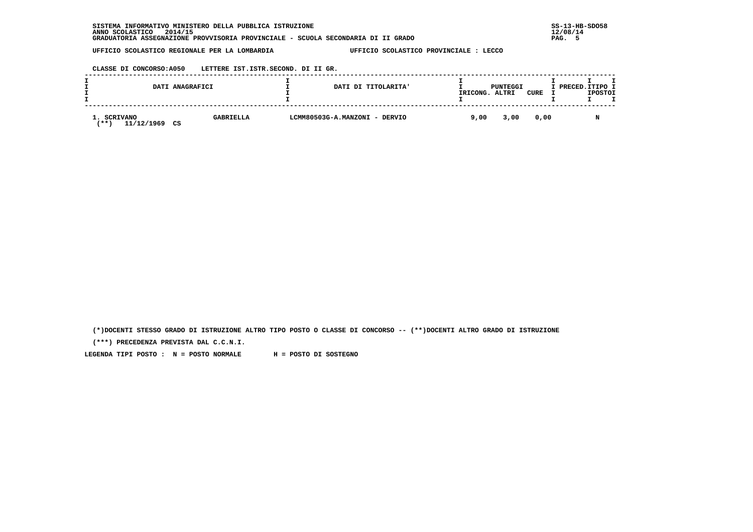SISTEMA INFORMATIVO MINISTERO DELLA PUBBLICA ISTRUZIONE
ANNO SCOLASTICO 2014/15
GRADUATORIA ASSEGNAZIONE PROVVISORIA PROVINCIALE - SCUOLA SECONDARIA DI II GRADO

SS-13-HB-SDO58
12/08/14

UFFICIO SCOLASTICO REGIONALE PER LA LOMBARDIA — UFFICIO SCOLASTICO PROVINCIALE : LECCO

CLASSE DI CONCORSO:A050 LETTERE IST.ISTR.SECOND. DI II GR.

| DATI ANAGRAFICI | | DATI DI TITOLARITA' | PUNTEGGI RICONG. | PUNTEGGI ALTRI | PUNTEGGI CURE | PRECED. | TIPO POSTO |
|---|---|---|---|---|---|---|---|
| 1. SCRIVANO (**) 11/12/1969 CS | GABRIELLA | LCMM80503G-A.MANZONI - DERVIO | 9,00 | 3,00 | 0,00 | | N |

(*)DOCENTI STESSO GRADO DI ISTRUZIONE ALTRO TIPO POSTO O CLASSE DI CONCORSO -- (**)DOCENTI ALTRO GRADO DI ISTRUZIONE

(***) PRECEDENZA PREVISTA DAL C.C.N.I.

LEGENDA TIPI POSTO : N = POSTO NORMALE H = POSTO DI SOSTEGNO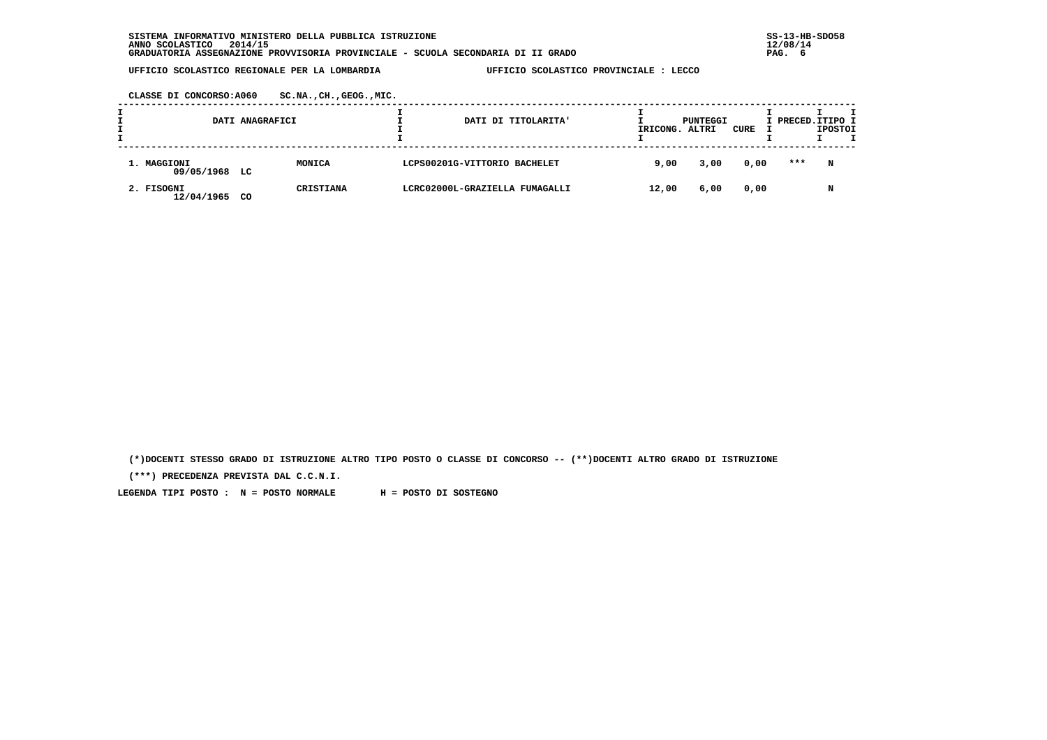SISTEMA INFORMATIVO MINISTERO DELLA PUBBLICA ISTRUZIONE
ANNO SCOLASTICO 2014/15
GRADUATORIA ASSEGNAZIONE PROVVISORIA PROVINCIALE - SCUOLA SECONDARIA DI II GRADO

SS-13-HB-SDO58
12/08/14

UFFICIO SCOLASTICO REGIONALE PER LA LOMBARDIA    UFFICIO SCOLASTICO PROVINCIALE : LECCO

CLASSE DI CONCORSO:A060 SC.NA.,CH.,GEOG.,MIC.

| DATI ANAGRAFICI | | | DATI DI TITOLARITA' | PUNTEGGI RICONG. | ALTRI | CURE | PRECED. | TIPO POSTO |
|---|---|---|---|---|---|---|---|---|
| 1. MAGGIONI 09/05/1968 | LC | MONICA | LCPS00201G-VITTORIO BACHELET | 9,00 | 3,00 | 0,00 | *** | N |
| 2. FISOGNI 12/04/1965 | CO | CRISTIANA | LCRC02000L-GRAZIELLA FUMAGALLI | 12,00 | 6,00 | 0,00 | | N |

(*)DOCENTI STESSO GRADO DI ISTRUZIONE ALTRO TIPO POSTO O CLASSE DI CONCORSO -- (**)DOCENTI ALTRO GRADO DI ISTRUZIONE

(***) PRECEDENZA PREVISTA DAL C.C.N.I.

LEGENDA TIPI POSTO : N = POSTO NORMALE H = POSTO DI SOSTEGNO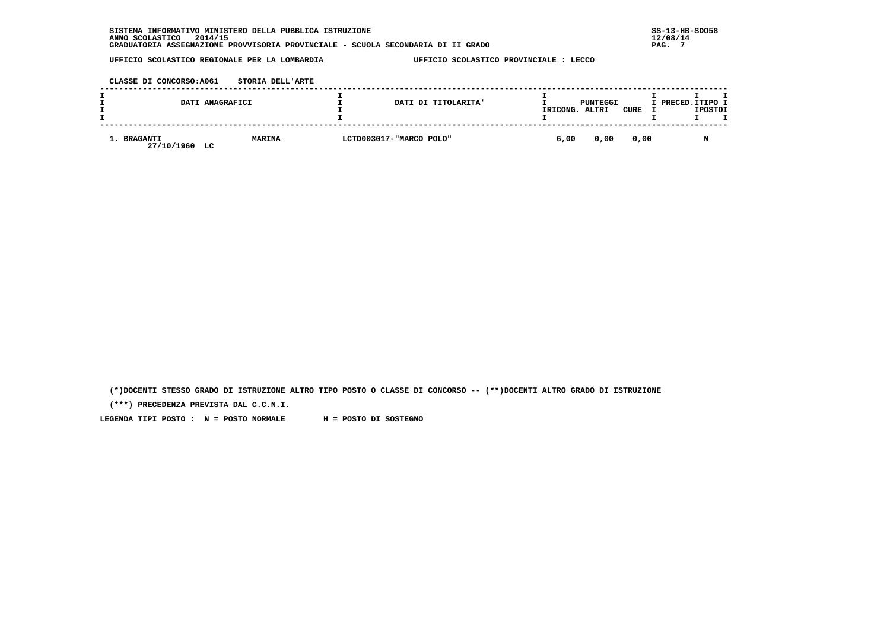SISTEMA INFORMATIVO MINISTERO DELLA PUBBLICA ISTRUZIONE
ANNO SCOLASTICO 2014/15
GRADUATORIA ASSEGNAZIONE PROVVISORIA PROVINCIALE - SCUOLA SECONDARIA DI II GRADO

SS-13-HB-SDO58
12/08/14

UFFICIO SCOLASTICO REGIONALE PER LA LOMBARDIA — UFFICIO SCOLASTICO PROVINCIALE : LECCO

CLASSE DI CONCORSO:A061 STORIA DELL'ARTE

| DATI ANAGRAFICI | | DATI DI TITOLARITA' | PUNTEGGI RICONG. | PUNTEGGI ALTRI | PUNTEGGI CURE | PRECED. | TIPO POSTO |
|---|---|---|---|---|---|---|---|
| 1. BRAGANTI 27/10/1960 LC | MARINA | LCTD003017-"MARCO POLO" | 6,00 | 0,00 | 0,00 | | N |

(*)DOCENTI STESSO GRADO DI ISTRUZIONE ALTRO TIPO POSTO O CLASSE DI CONCORSO -- (**)DOCENTI ALTRO GRADO DI ISTRUZIONE

(***) PRECEDENZA PREVISTA DAL C.C.N.I.

LEGENDA TIPI POSTO : N = POSTO NORMALE H = POSTO DI SOSTEGNO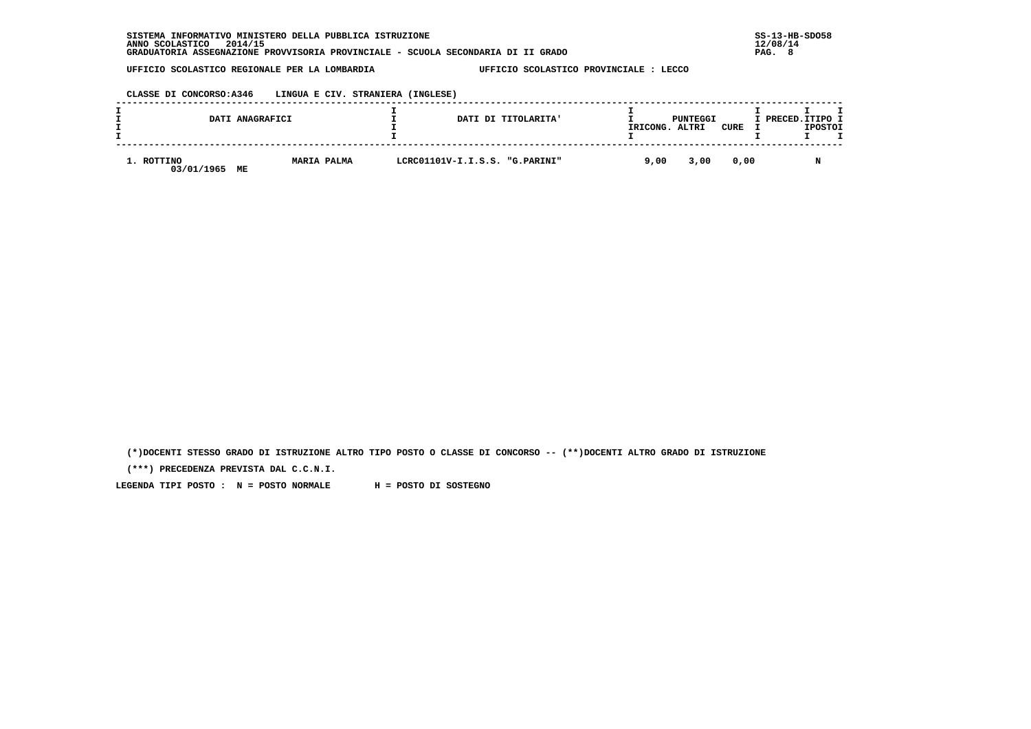SISTEMA INFORMATIVO MINISTERO DELLA PUBBLICA ISTRUZIONE
ANNO SCOLASTICO 2014/15
GRADUATORIA ASSEGNAZIONE PROVVISORIA PROVINCIALE - SCUOLA SECONDARIA DI II GRADO

UFFICIO SCOLASTICO REGIONALE PER LA LOMBARDIA — UFFICIO SCOLASTICO PROVINCIALE : LECCO

CLASSE DI CONCORSO:A346 LINGUA E CIV. STRANIERA (INGLESE)

| DATI ANAGRAFICI | | DATI DI TITOLARITA' | PUNTEGGI RICONG. | ALTRI | CURE | PRECED. | TIPO POSTO |
|---|---|---|---|---|---|---|---|
| 1. ROTTINO 03/01/1965 ME | MARIA PALMA | LCRC01101V-I.I.S.S. "G.PARINI" | 9,00 | 3,00 | 0,00 | | N |

(*)DOCENTI STESSO GRADO DI ISTRUZIONE ALTRO TIPO POSTO O CLASSE DI CONCORSO -- (**)DOCENTI ALTRO GRADO DI ISTRUZIONE

(***) PRECEDENZA PREVISTA DAL C.C.N.I.

LEGENDA TIPI POSTO : N = POSTO NORMALE H = POSTO DI SOSTEGNO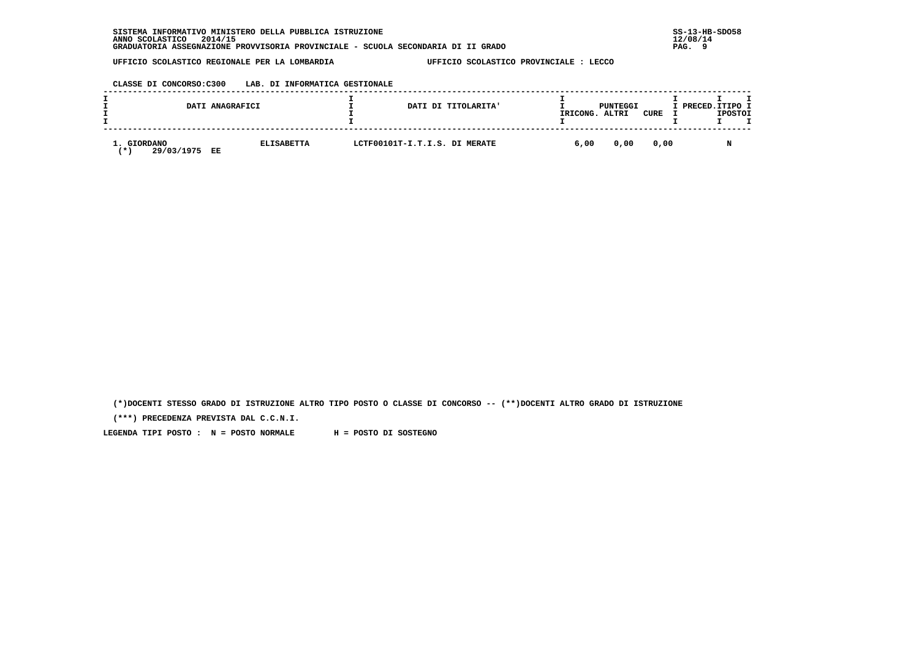SISTEMA INFORMATIVO MINISTERO DELLA PUBBLICA ISTRUZIONE
ANNO SCOLASTICO 2014/15
GRADUATORIA ASSEGNAZIONE PROVVISORIA PROVINCIALE - SCUOLA SECONDARIA DI II GRADO

UFFICIO SCOLASTICO REGIONALE PER LA LOMBARDIA — UFFICIO SCOLASTICO PROVINCIALE : LECCO

CLASSE DI CONCORSO:C300 LAB. DI INFORMATICA GESTIONALE

| DATI ANAGRAFICI | | DATI DI TITOLARITA' | PUNTEGGI RICONG. | ALTRI | CURE | PRECED. | TIPO POSTO |
|---|---|---|---|---|---|---|---|
| 1. GIORDANO (*) 29/03/1975 EE | ELISABETTA | LCTF00101T-I.T.I.S. DI MERATE | 6,00 | 0,00 | 0,00 | | N |

(*)DOCENTI STESSO GRADO DI ISTRUZIONE ALTRO TIPO POSTO O CLASSE DI CONCORSO -- (**)DOCENTI ALTRO GRADO DI ISTRUZIONE

(***) PRECEDENZA PREVISTA DAL C.C.N.I.

LEGENDA TIPI POSTO : N = POSTO NORMALE H = POSTO DI SOSTEGNO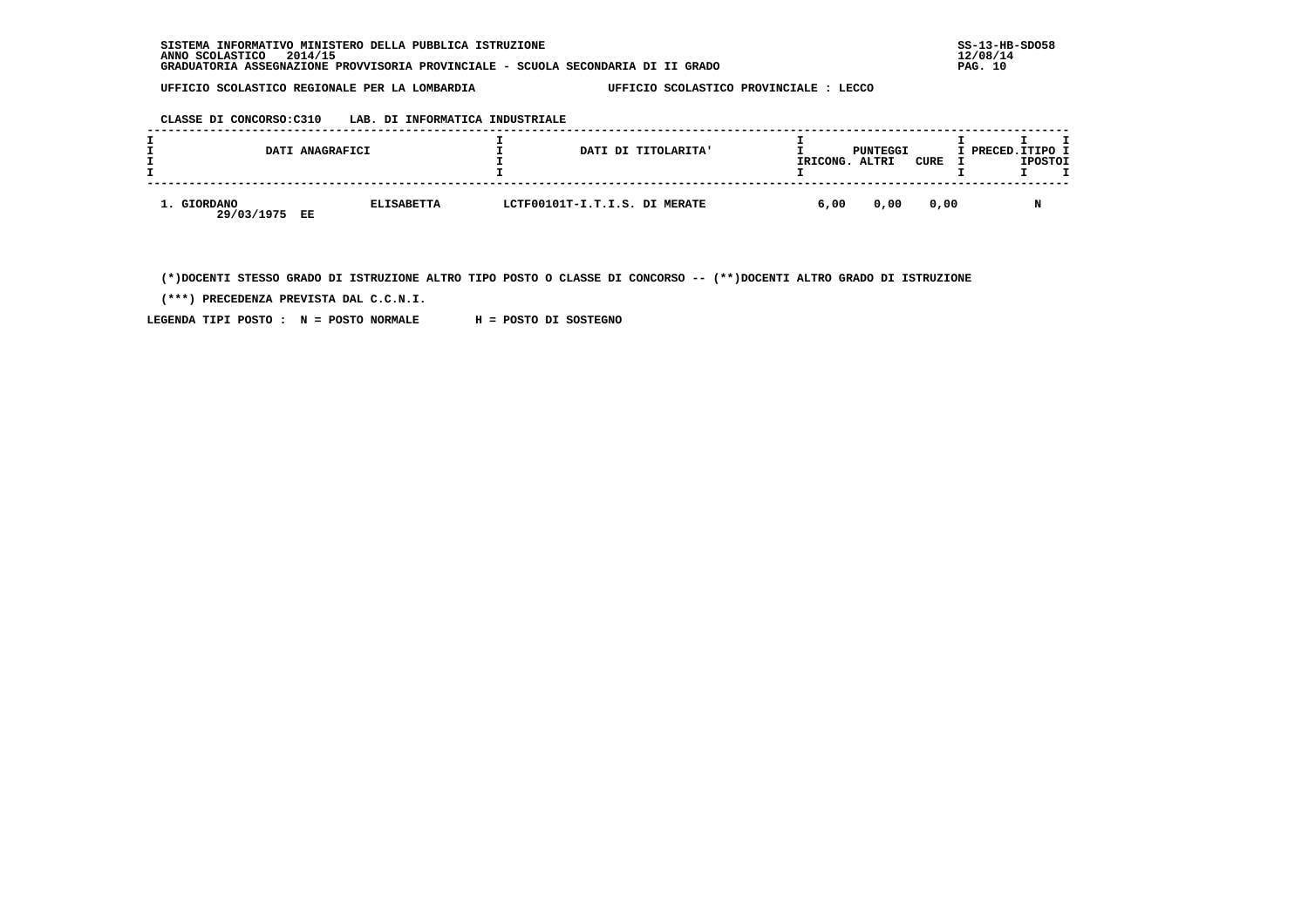SISTEMA INFORMATIVO MINISTERO DELLA PUBBLICA ISTRUZIONE
ANNO SCOLASTICO 2014/15
GRADUATORIA ASSEGNAZIONE PROVVISORIA PROVINCIALE - SCUOLA SECONDARIA DI II GRADO

SS-13-HB-SDO58
12/08/14

UFFICIO SCOLASTICO REGIONALE PER LA LOMBARDIA — UFFICIO SCOLASTICO PROVINCIALE : LECCO

CLASSE DI CONCORSO:C310 LAB. DI INFORMATICA INDUSTRIALE

| DATI ANAGRAFICI | | DATI DI TITOLARITA' | PUNTEGGI RICONG. | ALTRI | CURE | PRECED. | TIPO POSTO |
|---|---|---|---|---|---|---|---|
| 1. GIORDANO 29/03/1975 EE | ELISABETTA | LCTF00101T-I.T.I.S. DI MERATE | 6,00 | 0,00 | 0,00 | | N |

(*)DOCENTI STESSO GRADO DI ISTRUZIONE ALTRO TIPO POSTO O CLASSE DI CONCORSO -- (**)DOCENTI ALTRO GRADO DI ISTRUZIONE

(***) PRECEDENZA PREVISTA DAL C.C.N.I.

LEGENDA TIPI POSTO : N = POSTO NORMALE H = POSTO DI SOSTEGNO